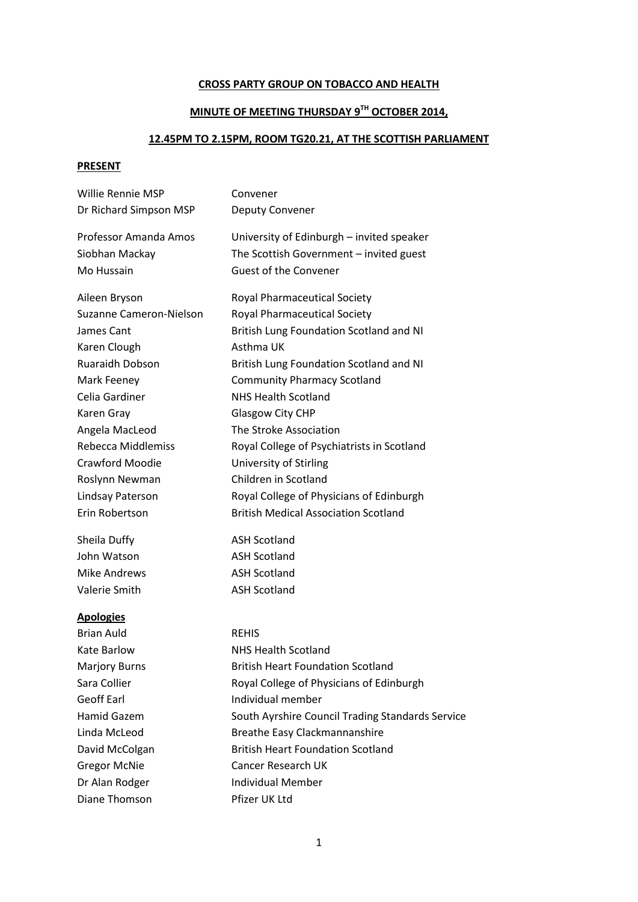**CROSS PARTY GROUP ON TOBACCO AND HEALTH**

**MINUTE OF MEETING THURSDAY 9TH OCTOBER 2014,**

**12.45PM TO 2.15PM, ROOM TG20.21, AT THE SCOTTISH PARLIAMENT**

**PRESENT**

| | |
|---|---|
| Willie Rennie MSP | Convener |
| Dr Richard Simpson MSP | Deputy Convener |
| | |
| Professor Amanda Amos | University of Edinburgh – invited speaker |
| Siobhan Mackay | The Scottish Government – invited guest |
| Mo Hussain | Guest of the Convener |
| | |
| Aileen Bryson | Royal Pharmaceutical Society |
| Suzanne Cameron-Nielson | Royal Pharmaceutical Society |
| James Cant | British Lung Foundation Scotland and NI |
| Karen Clough | Asthma UK |
| Ruaraidh Dobson | British Lung Foundation Scotland and NI |
| Mark Feeney | Community Pharmacy Scotland |
| Celia Gardiner | NHS Health Scotland |
| Karen Gray | Glasgow City CHP |
| Angela MacLeod | The Stroke Association |
| Rebecca Middlemiss | Royal College of Psychiatrists in Scotland |
| Crawford Moodie | University of Stirling |
| Roslynn Newman | Children in Scotland |
| Lindsay Paterson | Royal College of Physicians of Edinburgh |
| Erin Robertson | British Medical Association Scotland |
| | |
| Sheila Duffy | ASH Scotland |
| John Watson | ASH Scotland |
| Mike Andrews | ASH Scotland |
| Valerie Smith | ASH Scotland |

**Apologies**

| | |
|---|---|
| Brian Auld | REHIS |
| Kate Barlow | NHS Health Scotland |
| Marjory Burns | British Heart Foundation Scotland |
| Sara Collier | Royal College of Physicians of Edinburgh |
| Geoff Earl | Individual member |
| Hamid Gazem | South Ayrshire Council Trading Standards Service |
| Linda McLeod | Breathe Easy Clackmannanshire |
| David McColgan | British Heart Foundation Scotland |
| Gregor McNie | Cancer Research UK |
| Dr Alan Rodger | Individual Member |
| Diane Thomson | Pfizer UK Ltd |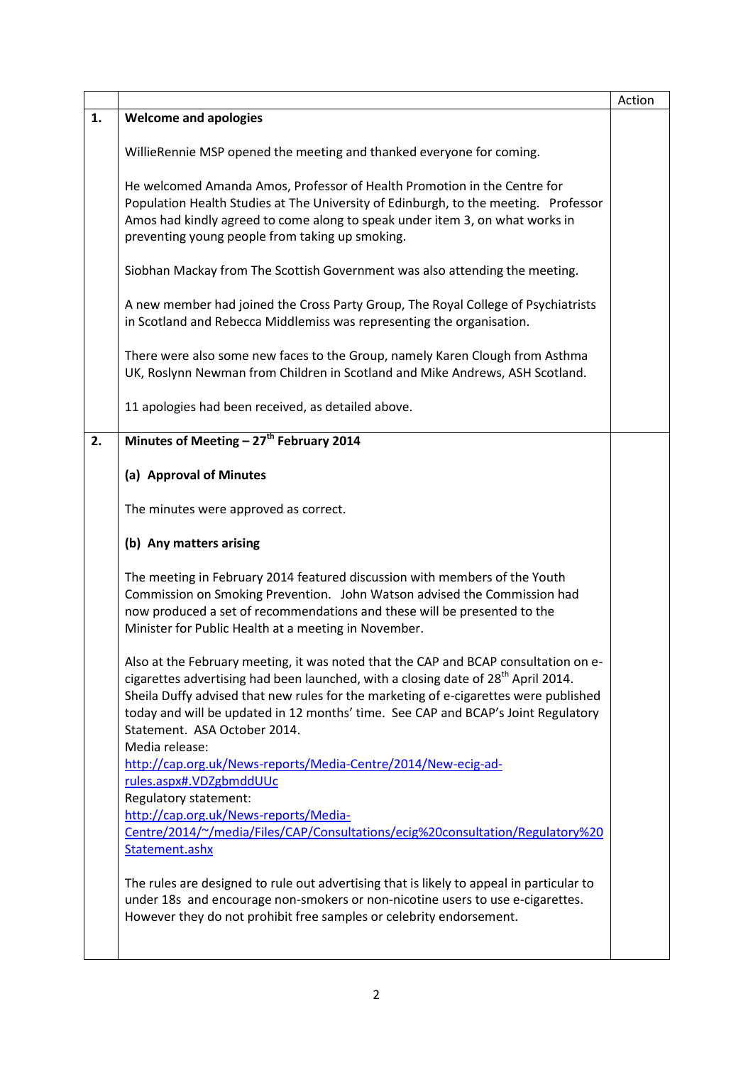| | | Action |
|---|---|---|
| **1.** | **Welcome and apologies**<br><br>WillieRennie MSP opened the meeting and thanked everyone for coming.<br><br>He welcomed Amanda Amos, Professor of Health Promotion in the Centre for Population Health Studies at The University of Edinburgh, to the meeting. Professor Amos had kindly agreed to come along to speak under item 3, on what works in preventing young people from taking up smoking.<br><br>Siobhan Mackay from The Scottish Government was also attending the meeting.<br><br>A new member had joined the Cross Party Group, The Royal College of Psychiatrists in Scotland and Rebecca Middlemiss was representing the organisation.<br><br>There were also some new faces to the Group, namely Karen Clough from Asthma UK, Roslynn Newman from Children in Scotland and Mike Andrews, ASH Scotland.<br><br>11 apologies had been received, as detailed above. | |
| **2.** | **Minutes of Meeting – 27th February 2014**<br><br>**(a) Approval of Minutes**<br><br>The minutes were approved as correct.<br><br>**(b) Any matters arising**<br><br>The meeting in February 2014 featured discussion with members of the Youth Commission on Smoking Prevention. John Watson advised the Commission had now produced a set of recommendations and these will be presented to the Minister for Public Health at a meeting in November.<br><br>Also at the February meeting, it was noted that the CAP and BCAP consultation on e-cigarettes advertising had been launched, with a closing date of 28th April 2014. Sheila Duffy advised that new rules for the marketing of e-cigarettes were published today and will be updated in 12 months' time. See CAP and BCAP's Joint Regulatory Statement. ASA October 2014.<br>Media release:<br>[http://cap.org.uk/News-reports/Media-Centre/2014/New-ecig-ad-rules.aspx#.VDZgbmddUUc](http://cap.org.uk/News-reports/Media-Centre/2014/New-ecig-ad-rules.aspx#.VDZgbmddUUc)<br>Regulatory statement:<br>[http://cap.org.uk/News-reports/Media-Centre/2014/~/media/Files/CAP/Consultations/ecig%20consultation/Regulatory%20Statement.ashx](http://cap.org.uk/News-reports/Media-Centre/2014/~/media/Files/CAP/Consultations/ecig%20consultation/Regulatory%20Statement.ashx)<br><br>The rules are designed to rule out advertising that is likely to appeal in particular to under 18s and encourage non-smokers or non-nicotine users to use e-cigarettes. However they do not prohibit free samples or celebrity endorsement. | |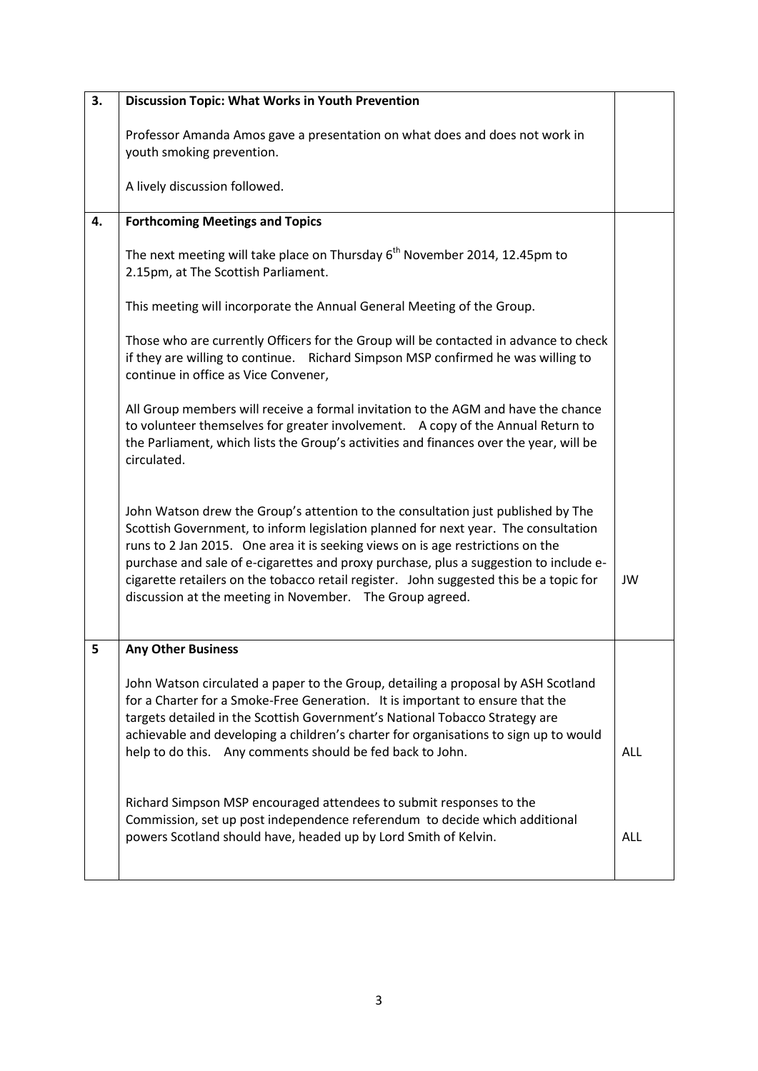| | | |
|---|---|---|
| **3.** | **Discussion Topic: What Works in Youth Prevention**<br><br>Professor Amanda Amos gave a presentation on what does and does not work in youth smoking prevention.<br><br>A lively discussion followed. | |
| **4.** | **Forthcoming Meetings and Topics**<br><br>The next meeting will take place on Thursday 6th November 2014, 12.45pm to 2.15pm, at The Scottish Parliament.<br><br>This meeting will incorporate the Annual General Meeting of the Group.<br><br>Those who are currently Officers for the Group will be contacted in advance to check if they are willing to continue. Richard Simpson MSP confirmed he was willing to continue in office as Vice Convener,<br><br>All Group members will receive a formal invitation to the AGM and have the chance to volunteer themselves for greater involvement. A copy of the Annual Return to the Parliament, which lists the Group's activities and finances over the year, will be circulated.<br><br>John Watson drew the Group's attention to the consultation just published by The Scottish Government, to inform legislation planned for next year. The consultation runs to 2 Jan 2015. One area it is seeking views on is age restrictions on the purchase and sale of e-cigarettes and proxy purchase, plus a suggestion to include e-cigarette retailers on the tobacco retail register. John suggested this be a topic for discussion at the meeting in November. The Group agreed. | JW |
| **5** | **Any Other Business**<br><br>John Watson circulated a paper to the Group, detailing a proposal by ASH Scotland for a Charter for a Smoke-Free Generation. It is important to ensure that the targets detailed in the Scottish Government's National Tobacco Strategy are achievable and developing a children's charter for organisations to sign up to would help to do this. Any comments should be fed back to John.<br><br>Richard Simpson MSP encouraged attendees to submit responses to the Commission, set up post independence referendum to decide which additional powers Scotland should have, headed up by Lord Smith of Kelvin. | ALL<br><br>ALL |